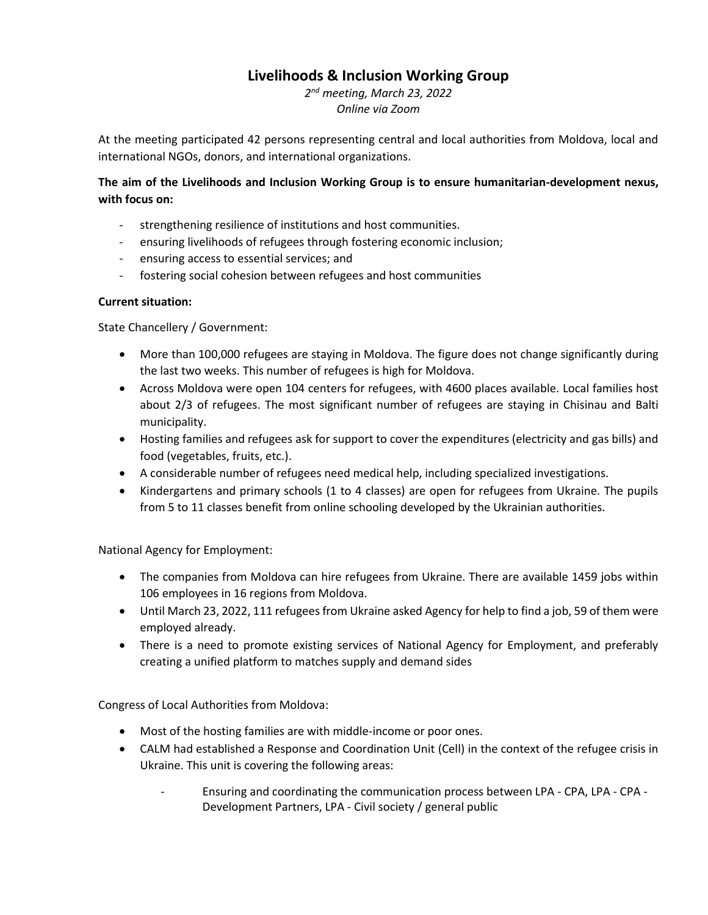# Livelihoods & Inclusion Working Group

*2nd meeting, March 23, 2022*
*Online via Zoom*

At the meeting participated 42 persons representing central and local authorities from Moldova, local and international NGOs, donors, and international organizations.

**The aim of the Livelihoods and Inclusion Working Group is to ensure humanitarian-development nexus, with focus on:**

- strengthening resilience of institutions and host communities.
- ensuring livelihoods of refugees through fostering economic inclusion;
- ensuring access to essential services; and
- fostering social cohesion between refugees and host communities

**Current situation:**

State Chancellery / Government:

- More than 100,000 refugees are staying in Moldova. The figure does not change significantly during the last two weeks. This number of refugees is high for Moldova.
- Across Moldova were open 104 centers for refugees, with 4600 places available. Local families host about 2/3 of refugees. The most significant number of refugees are staying in Chisinau and Balti municipality.
- Hosting families and refugees ask for support to cover the expenditures (electricity and gas bills) and food (vegetables, fruits, etc.).
- A considerable number of refugees need medical help, including specialized investigations.
- Kindergartens and primary schools (1 to 4 classes) are open for refugees from Ukraine. The pupils from 5 to 11 classes benefit from online schooling developed by the Ukrainian authorities.

National Agency for Employment:

- The companies from Moldova can hire refugees from Ukraine. There are available 1459 jobs within 106 employees in 16 regions from Moldova.
- Until March 23, 2022, 111 refugees from Ukraine asked Agency for help to find a job, 59 of them were employed already.
- There is a need to promote existing services of National Agency for Employment, and preferably creating a unified platform to matches supply and demand sides

Congress of Local Authorities from Moldova:

- Most of the hosting families are with middle-income or poor ones.
- CALM had established a Response and Coordination Unit (Cell) in the context of the refugee crisis in Ukraine. This unit is covering the following areas:
  - Ensuring and coordinating the communication process between LPA - CPA, LPA - CPA - Development Partners, LPA - Civil society / general public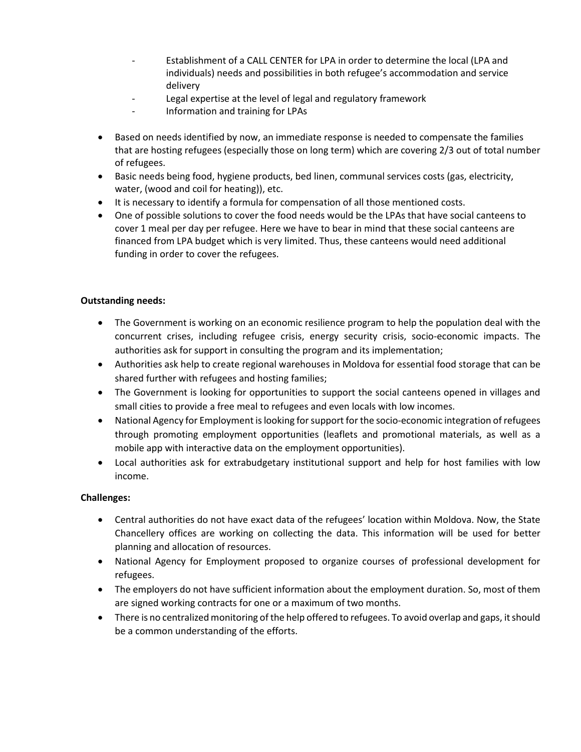- Establishment of a CALL CENTER for LPA in order to determine the local (LPA and individuals) needs and possibilities in both refugee's accommodation and service delivery
- Legal expertise at the level of legal and regulatory framework
- Information and training for LPAs

- Based on needs identified by now, an immediate response is needed to compensate the families that are hosting refugees (especially those on long term) which are covering 2/3 out of total number of refugees.
- Basic needs being food, hygiene products, bed linen, communal services costs (gas, electricity, water, (wood and coil for heating)), etc.
- It is necessary to identify a formula for compensation of all those mentioned costs.
- One of possible solutions to cover the food needs would be the LPAs that have social canteens to cover 1 meal per day per refugee. Here we have to bear in mind that these social canteens are financed from LPA budget which is very limited. Thus, these canteens would need additional funding in order to cover the refugees.

**Outstanding needs:**

- The Government is working on an economic resilience program to help the population deal with the concurrent crises, including refugee crisis, energy security crisis, socio-economic impacts. The authorities ask for support in consulting the program and its implementation;
- Authorities ask help to create regional warehouses in Moldova for essential food storage that can be shared further with refugees and hosting families;
- The Government is looking for opportunities to support the social canteens opened in villages and small cities to provide a free meal to refugees and even locals with low incomes.
- National Agency for Employment is looking for support for the socio-economic integration of refugees through promoting employment opportunities (leaflets and promotional materials, as well as a mobile app with interactive data on the employment opportunities).
- Local authorities ask for extrabudgetary institutional support and help for host families with low income.

**Challenges:**

- Central authorities do not have exact data of the refugees' location within Moldova. Now, the State Chancellery offices are working on collecting the data. This information will be used for better planning and allocation of resources.
- National Agency for Employment proposed to organize courses of professional development for refugees.
- The employers do not have sufficient information about the employment duration. So, most of them are signed working contracts for one or a maximum of two months.
- There is no centralized monitoring of the help offered to refugees. To avoid overlap and gaps, it should be a common understanding of the efforts.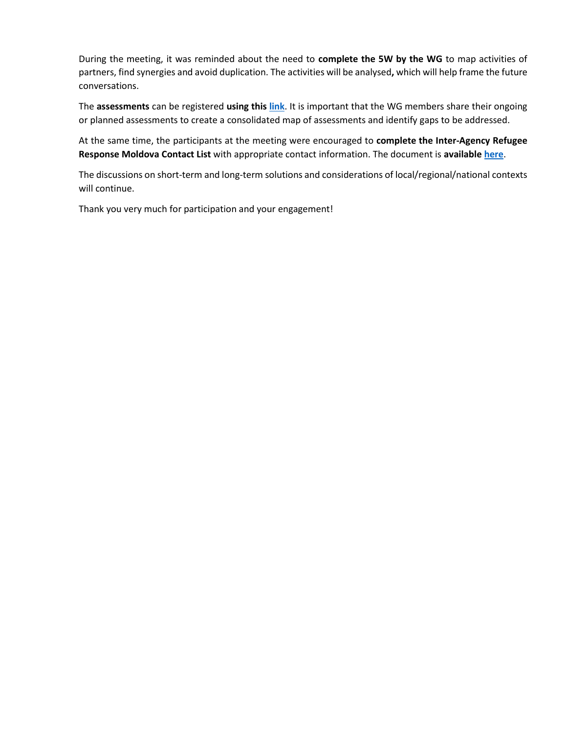During the meeting, it was reminded about the need to **complete the 5W by the WG** to map activities of partners, find synergies and avoid duplication. The activities will be analysed**,** which will help frame the future conversations.

The **assessments** can be registered **using this link**. It is important that the WG members share their ongoing or planned assessments to create a consolidated map of assessments and identify gaps to be addressed.

At the same time, the participants at the meeting were encouraged to **complete the Inter-Agency Refugee Response Moldova Contact List** with appropriate contact information. The document is **available here**.

The discussions on short-term and long-term solutions and considerations of local/regional/national contexts will continue.

Thank you very much for participation and your engagement!